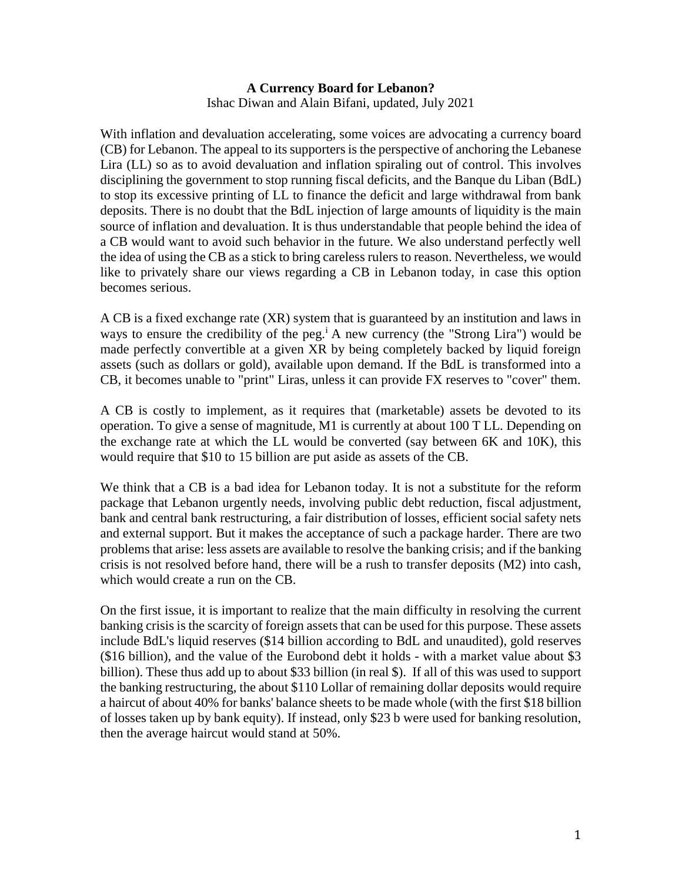# A Currency Board for Lebanon?

Ishac Diwan and Alain Bifani, updated, July 2021

With inflation and devaluation accelerating, some voices are advocating a currency board (CB) for Lebanon. The appeal to its supporters is the perspective of anchoring the Lebanese Lira (LL) so as to avoid devaluation and inflation spiraling out of control. This involves disciplining the government to stop running fiscal deficits, and the Banque du Liban (BdL) to stop its excessive printing of LL to finance the deficit and large withdrawal from bank deposits. There is no doubt that the BdL injection of large amounts of liquidity is the main source of inflation and devaluation. It is thus understandable that people behind the idea of a CB would want to avoid such behavior in the future. We also understand perfectly well the idea of using the CB as a stick to bring careless rulers to reason. Nevertheless, we would like to privately share our views regarding a CB in Lebanon today, in case this option becomes serious.

A CB is a fixed exchange rate (XR) system that is guaranteed by an institution and laws in ways to ensure the credibility of the peg.[i] A new currency (the "Strong Lira") would be made perfectly convertible at a given XR by being completely backed by liquid foreign assets (such as dollars or gold), available upon demand. If the BdL is transformed into a CB, it becomes unable to "print" Liras, unless it can provide FX reserves to "cover" them.

A CB is costly to implement, as it requires that (marketable) assets be devoted to its operation. To give a sense of magnitude, M1 is currently at about 100 T LL. Depending on the exchange rate at which the LL would be converted (say between 6K and 10K), this would require that $10 to 15 billion are put aside as assets of the CB.

We think that a CB is a bad idea for Lebanon today. It is not a substitute for the reform package that Lebanon urgently needs, involving public debt reduction, fiscal adjustment, bank and central bank restructuring, a fair distribution of losses, efficient social safety nets and external support. But it makes the acceptance of such a package harder. There are two problems that arise: less assets are available to resolve the banking crisis; and if the banking crisis is not resolved before hand, there will be a rush to transfer deposits (M2) into cash, which would create a run on the CB.

On the first issue, it is important to realize that the main difficulty in resolving the current banking crisis is the scarcity of foreign assets that can be used for this purpose. These assets include BdL's liquid reserves ($14 billion according to BdL and unaudited), gold reserves ($16 billion), and the value of the Eurobond debt it holds - with a market value about $3 billion). These thus add up to about $33 billion (in real $). If all of this was used to support the banking restructuring, the about $110 Lollar of remaining dollar deposits would require a haircut of about 40% for banks' balance sheets to be made whole (with the first $18 billion of losses taken up by bank equity). If instead, only $23 b were used for banking resolution, then the average haircut would stand at 50%.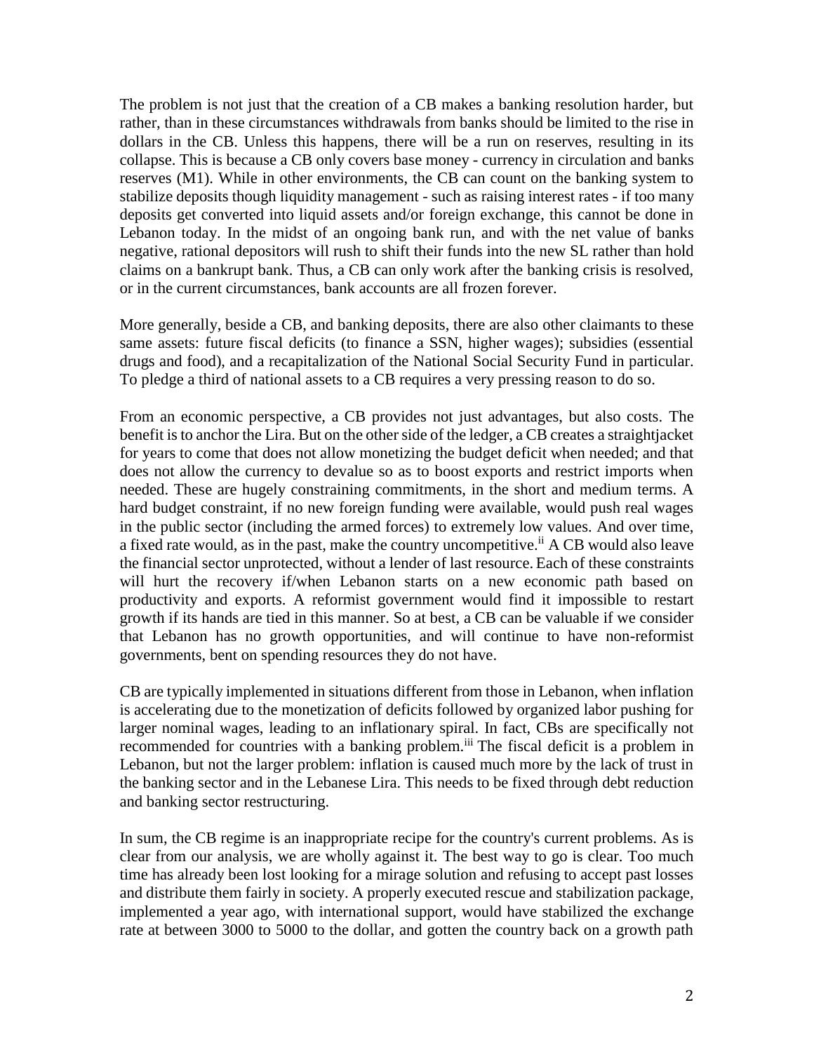The problem is not just that the creation of a CB makes a banking resolution harder, but rather, than in these circumstances withdrawals from banks should be limited to the rise in dollars in the CB. Unless this happens, there will be a run on reserves, resulting in its collapse. This is because a CB only covers base money - currency in circulation and banks reserves (M1). While in other environments, the CB can count on the banking system to stabilize deposits though liquidity management - such as raising interest rates - if too many deposits get converted into liquid assets and/or foreign exchange, this cannot be done in Lebanon today. In the midst of an ongoing bank run, and with the net value of banks negative, rational depositors will rush to shift their funds into the new SL rather than hold claims on a bankrupt bank. Thus, a CB can only work after the banking crisis is resolved, or in the current circumstances, bank accounts are all frozen forever.

More generally, beside a CB, and banking deposits, there are also other claimants to these same assets: future fiscal deficits (to finance a SSN, higher wages); subsidies (essential drugs and food), and a recapitalization of the National Social Security Fund in particular. To pledge a third of national assets to a CB requires a very pressing reason to do so.

From an economic perspective, a CB provides not just advantages, but also costs. The benefit is to anchor the Lira. But on the other side of the ledger, a CB creates a straightjacket for years to come that does not allow monetizing the budget deficit when needed; and that does not allow the currency to devalue so as to boost exports and restrict imports when needed. These are hugely constraining commitments, in the short and medium terms. A hard budget constraint, if no new foreign funding were available, would push real wages in the public sector (including the armed forces) to extremely low values. And over time, a fixed rate would, as in the past, make the country uncompetitive.[ii] A CB would also leave the financial sector unprotected, without a lender of last resource. Each of these constraints will hurt the recovery if/when Lebanon starts on a new economic path based on productivity and exports. A reformist government would find it impossible to restart growth if its hands are tied in this manner. So at best, a CB can be valuable if we consider that Lebanon has no growth opportunities, and will continue to have non-reformist governments, bent on spending resources they do not have.

CB are typically implemented in situations different from those in Lebanon, when inflation is accelerating due to the monetization of deficits followed by organized labor pushing for larger nominal wages, leading to an inflationary spiral. In fact, CBs are specifically not recommended for countries with a banking problem.[iii] The fiscal deficit is a problem in Lebanon, but not the larger problem: inflation is caused much more by the lack of trust in the banking sector and in the Lebanese Lira. This needs to be fixed through debt reduction and banking sector restructuring.

In sum, the CB regime is an inappropriate recipe for the country's current problems. As is clear from our analysis, we are wholly against it. The best way to go is clear. Too much time has already been lost looking for a mirage solution and refusing to accept past losses and distribute them fairly in society. A properly executed rescue and stabilization package, implemented a year ago, with international support, would have stabilized the exchange rate at between 3000 to 5000 to the dollar, and gotten the country back on a growth path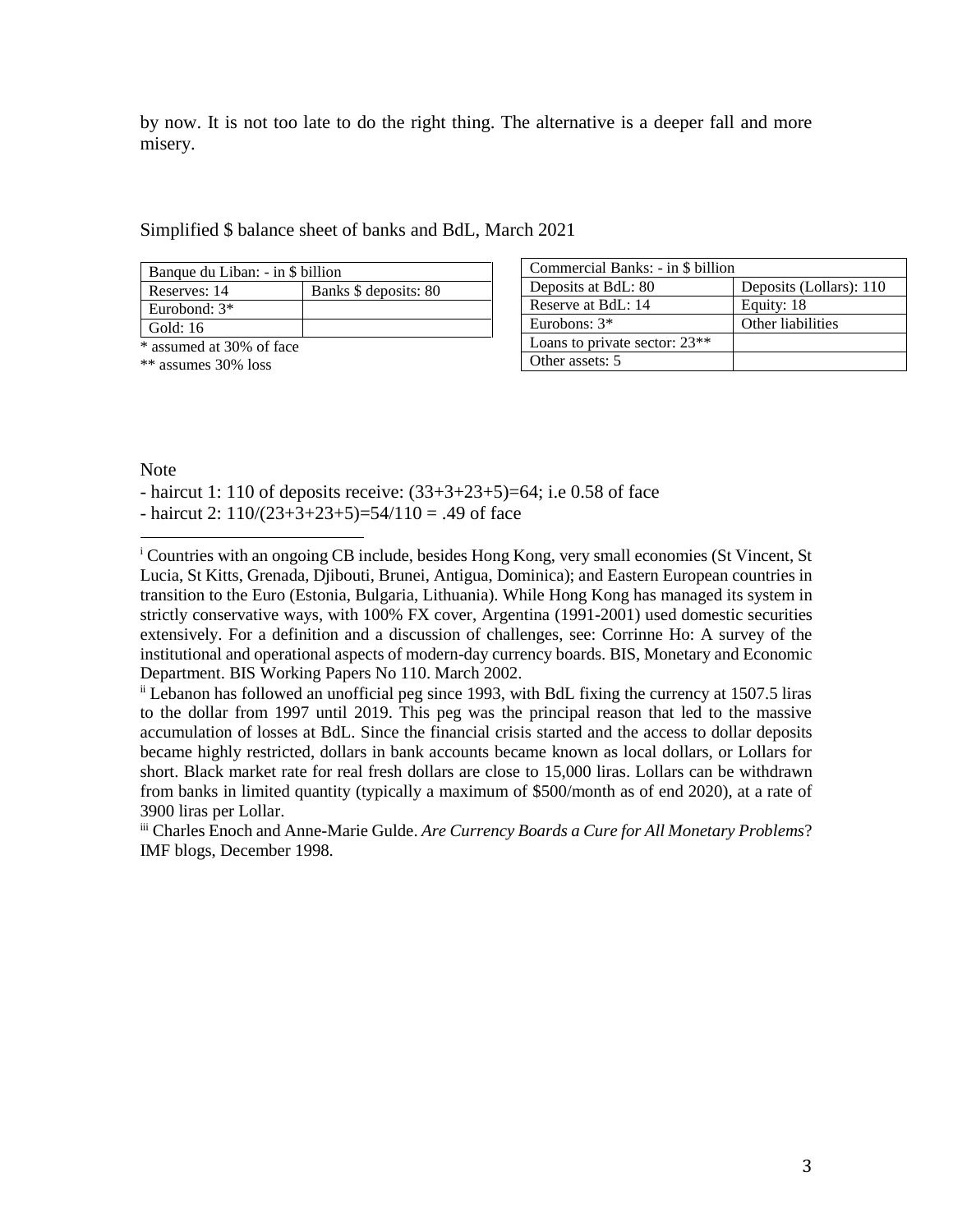by now. It is not too late to do the right thing. The alternative is a deeper fall and more misery.

Simplified $ balance sheet of banks and BdL, March 2021

| Banque du Liban: - in $ billion | |
|---|---|
| Reserves: 14 | Banks $ deposits: 80 |
| Eurobond: 3* | |
| Gold: 16 | |

\* assumed at 30% of face

\*\* assumes 30% loss

| Commercial Banks: - in $ billion | |
|---|---|
| Deposits at BdL: 80 | Deposits (Lollars): 110 |
| Reserve at BdL: 14 | Equity: 18 |
| Eurobons: 3* | Other liabilities |
| Loans to private sector: 23** | |
| Other assets: 5 | |

Note

- haircut 1: 110 of deposits receive: (33+3+23+5)=64; i.e 0.58 of face
- haircut 2: 110/(23+3+23+5)=54/110 = .49 of face

---

[i] Countries with an ongoing CB include, besides Hong Kong, very small economies (St Vincent, St Lucia, St Kitts, Grenada, Djibouti, Brunei, Antigua, Dominica); and Eastern European countries in transition to the Euro (Estonia, Bulgaria, Lithuania). While Hong Kong has managed its system in strictly conservative ways, with 100% FX cover, Argentina (1991-2001) used domestic securities extensively. For a definition and a discussion of challenges, see: Corrinne Ho: A survey of the institutional and operational aspects of modern-day currency boards. BIS, Monetary and Economic Department. BIS Working Papers No 110. March 2002.

[ii] Lebanon has followed an unofficial peg since 1993, with BdL fixing the currency at 1507.5 liras to the dollar from 1997 until 2019. This peg was the principal reason that led to the massive accumulation of losses at BdL. Since the financial crisis started and the access to dollar deposits became highly restricted, dollars in bank accounts became known as local dollars, or Lollars for short. Black market rate for real fresh dollars are close to 15,000 liras. Lollars can be withdrawn from banks in limited quantity (typically a maximum of $500/month as of end 2020), at a rate of 3900 liras per Lollar.

[iii] Charles Enoch and Anne-Marie Gulde. *Are Currency Boards a Cure for All Monetary Problems*? IMF blogs, December 1998.